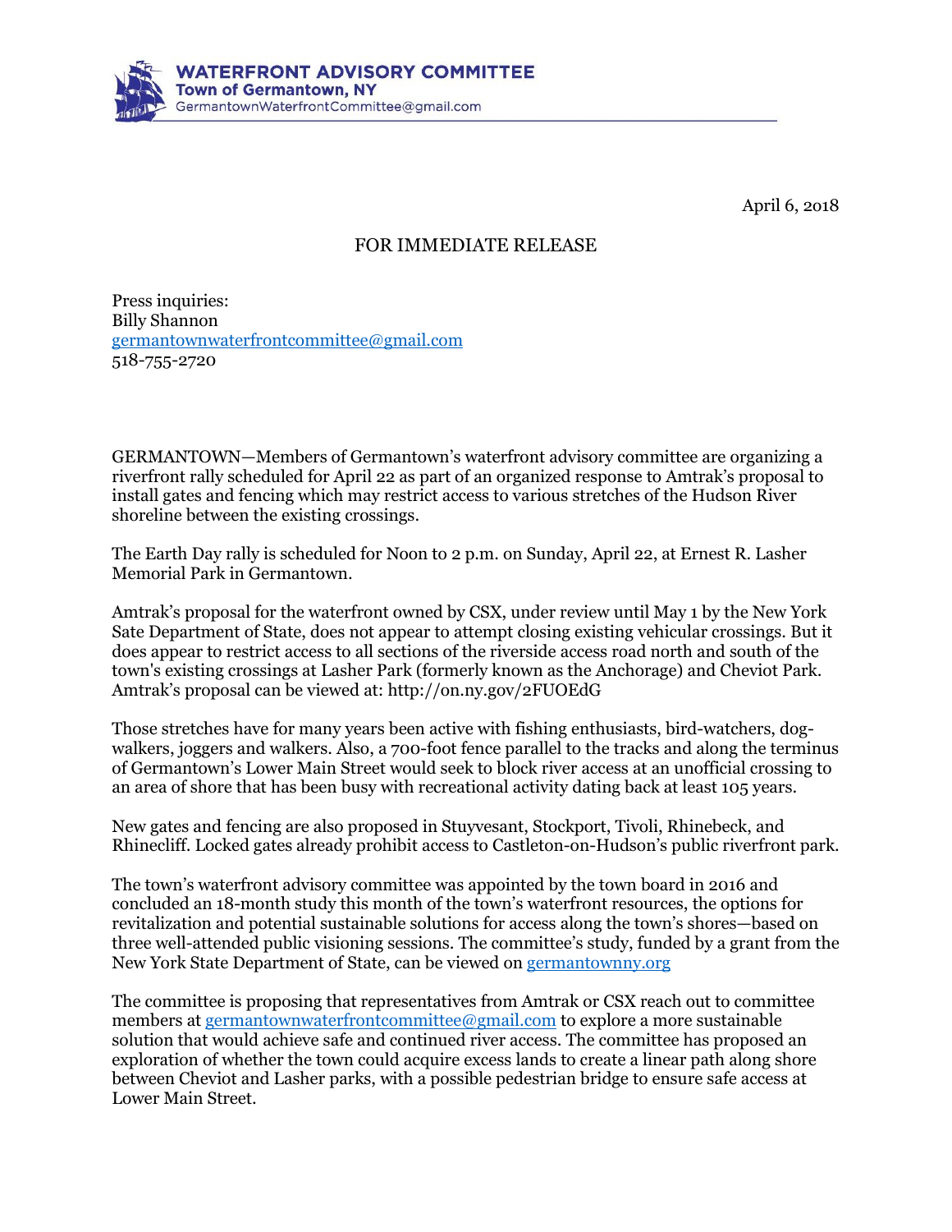**WATERFRONT ADVISORY COMMITTEE**
**Town of Germantown, NY**
GermantownWaterfrontCommittee@gmail.com

April 6, 2018

FOR IMMEDIATE RELEASE

Press inquiries:
Billy Shannon
germantownwaterfrontcommittee@gmail.com
518-755-2720

GERMANTOWN—Members of Germantown's waterfront advisory committee are organizing a riverfront rally scheduled for April 22 as part of an organized response to Amtrak's proposal to install gates and fencing which may restrict access to various stretches of the Hudson River shoreline between the existing crossings.

The Earth Day rally is scheduled for Noon to 2 p.m. on Sunday, April 22, at Ernest R. Lasher Memorial Park in Germantown.

Amtrak's proposal for the waterfront owned by CSX, under review until May 1 by the New York Sate Department of State, does not appear to attempt closing existing vehicular crossings. But it does appear to restrict access to all sections of the riverside access road north and south of the town's existing crossings at Lasher Park (formerly known as the Anchorage) and Cheviot Park. Amtrak's proposal can be viewed at: http://on.ny.gov/2FUOEdG

Those stretches have for many years been active with fishing enthusiasts, bird-watchers, dog-walkers, joggers and walkers. Also, a 700-foot fence parallel to the tracks and along the terminus of Germantown's Lower Main Street would seek to block river access at an unofficial crossing to an area of shore that has been busy with recreational activity dating back at least 105 years.

New gates and fencing are also proposed in Stuyvesant, Stockport, Tivoli, Rhinebeck, and Rhinecliff. Locked gates already prohibit access to Castleton-on-Hudson's public riverfront park.

The town's waterfront advisory committee was appointed by the town board in 2016 and concluded an 18-month study this month of the town's waterfront resources, the options for revitalization and potential sustainable solutions for access along the town's shores—based on three well-attended public visioning sessions. The committee's study, funded by a grant from the New York State Department of State, can be viewed on germantownny.org

The committee is proposing that representatives from Amtrak or CSX reach out to committee members at germantownwaterfrontcommittee@gmail.com to explore a more sustainable solution that would achieve safe and continued river access. The committee has proposed an exploration of whether the town could acquire excess lands to create a linear path along shore between Cheviot and Lasher parks, with a possible pedestrian bridge to ensure safe access at Lower Main Street.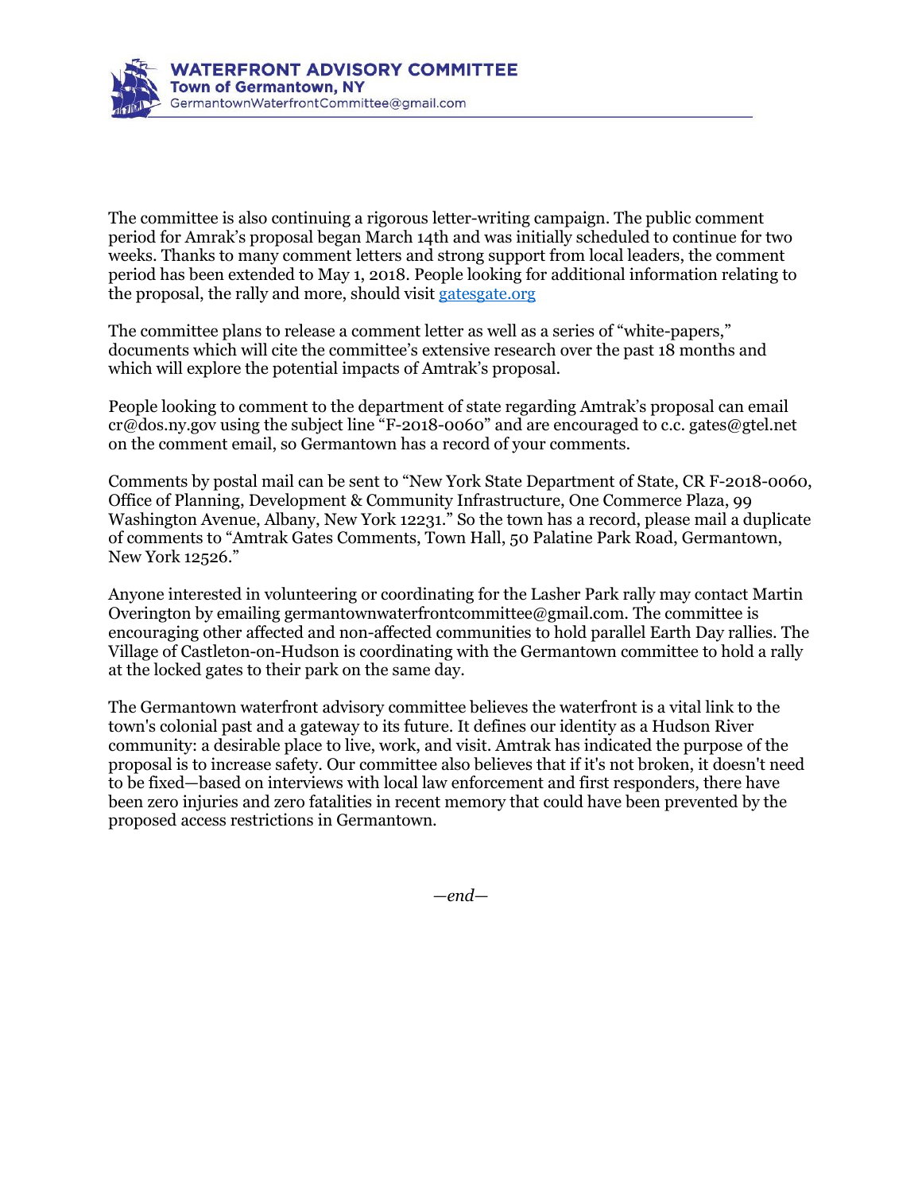The committee is also continuing a rigorous letter-writing campaign. The public comment period for Amrak's proposal began March 14th and was initially scheduled to continue for two weeks. Thanks to many comment letters and strong support from local leaders, the comment period has been extended to May 1, 2018. People looking for additional information relating to the proposal, the rally and more, should visit [gatesgate.org](gatesgate.org)

The committee plans to release a comment letter as well as a series of "white-papers," documents which will cite the committee's extensive research over the past 18 months and which will explore the potential impacts of Amtrak's proposal.

People looking to comment to the department of state regarding Amtrak's proposal can email cr@dos.ny.gov using the subject line "F-2018-0060" and are encouraged to c.c. gates@gtel.net on the comment email, so Germantown has a record of your comments.

Comments by postal mail can be sent to "New York State Department of State, CR F-2018-0060, Office of Planning, Development & Community Infrastructure, One Commerce Plaza, 99 Washington Avenue, Albany, New York 12231." So the town has a record, please mail a duplicate of comments to "Amtrak Gates Comments, Town Hall, 50 Palatine Park Road, Germantown, New York 12526."

Anyone interested in volunteering or coordinating for the Lasher Park rally may contact Martin Overington by emailing germantownwaterfrontcommittee@gmail.com. The committee is encouraging other affected and non-affected communities to hold parallel Earth Day rallies. The Village of Castleton-on-Hudson is coordinating with the Germantown committee to hold a rally at the locked gates to their park on the same day.

The Germantown waterfront advisory committee believes the waterfront is a vital link to the town's colonial past and a gateway to its future. It defines our identity as a Hudson River community: a desirable place to live, work, and visit. Amtrak has indicated the purpose of the proposal is to increase safety. Our committee also believes that if it's not broken, it doesn't need to be fixed—based on interviews with local law enforcement and first responders, there have been zero injuries and zero fatalities in recent memory that could have been prevented by the proposed access restrictions in Germantown.

*—end—*